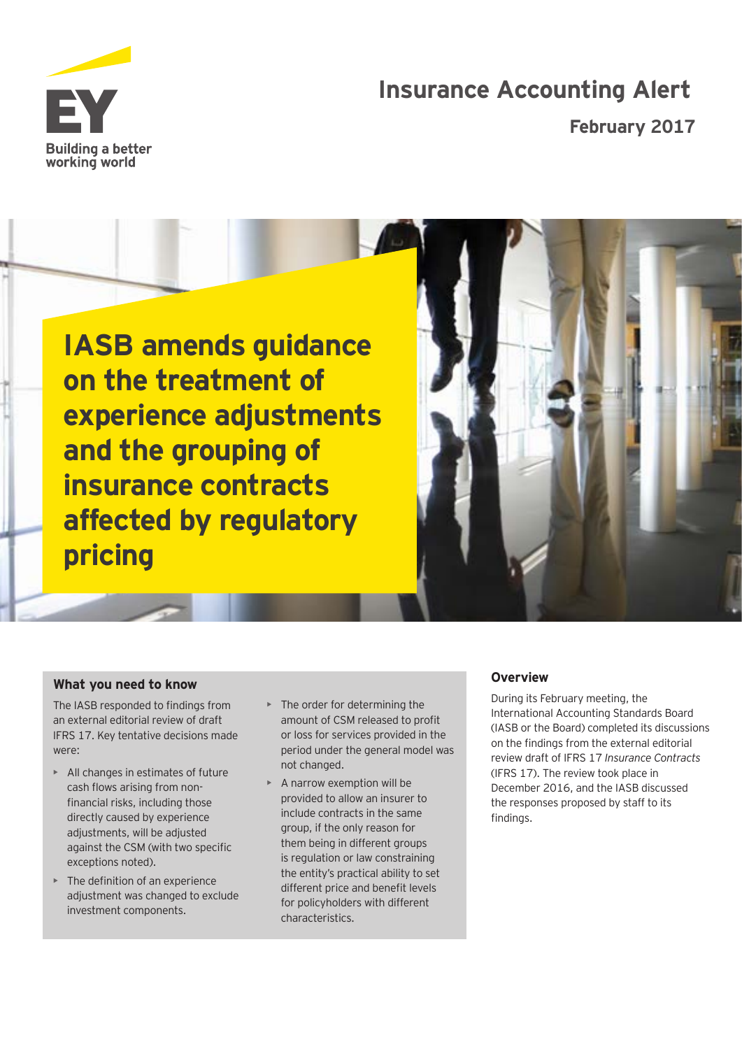# Insurance Accounting Alert

**February 2017**

# IASB amends guidance on the treatment of experience adjustments and the grouping of insurance contracts affected by regulatory pricing

## What you need to know

The IASB responded to findings from an external editorial review of draft IFRS 17. Key tentative decisions made were:

- All changes in estimates of future cash flows arising from non-financial risks, including those directly caused by experience adjustments, will be adjusted against the CSM (with two specific exceptions noted).
- The definition of an experience adjustment was changed to exclude investment components.
- The order for determining the amount of CSM released to profit or loss for services provided in the period under the general model was not changed.
- A narrow exemption will be provided to allow an insurer to include contracts in the same group, if the only reason for them being in different groups is regulation or law constraining the entity's practical ability to set different price and benefit levels for policyholders with different characteristics.

## Overview

During its February meeting, the International Accounting Standards Board (IASB or the Board) completed its discussions on the findings from the external editorial review draft of IFRS 17 *Insurance Contracts* (IFRS 17). The review took place in December 2016, and the IASB discussed the responses proposed by staff to its findings.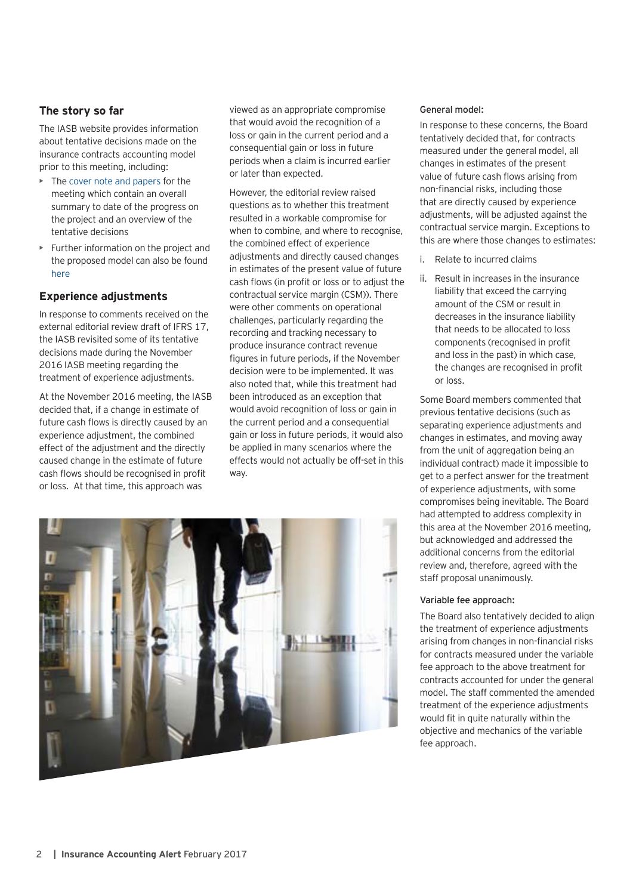## The story so far

The IASB website provides information about tentative decisions made on the insurance contracts accounting model prior to this meeting, including:

- The cover note and papers for the meeting which contain an overall summary to date of the progress on the project and an overview of the tentative decisions
- Further information on the project and the proposed model can also be found here

## Experience adjustments

In response to comments received on the external editorial review draft of IFRS 17, the IASB revisited some of its tentative decisions made during the November 2016 IASB meeting regarding the treatment of experience adjustments.

At the November 2016 meeting, the IASB decided that, if a change in estimate of future cash flows is directly caused by an experience adjustment, the combined effect of the adjustment and the directly caused change in the estimate of future cash flows should be recognised in profit or loss. At that time, this approach was viewed as an appropriate compromise that would avoid the recognition of a loss or gain in the current period and a consequential gain or loss in future periods when a claim is incurred earlier or later than expected.

However, the editorial review raised questions as to whether this treatment resulted in a workable compromise for when to combine, and where to recognise, the combined effect of experience adjustments and directly caused changes in estimates of the present value of future cash flows (in profit or loss or to adjust the contractual service margin (CSM)). There were other comments on operational challenges, particularly regarding the recording and tracking necessary to produce insurance contract revenue figures in future periods, if the November decision were to be implemented. It was also noted that, while this treatment had been introduced as an exception that would avoid recognition of loss or gain in the current period and a consequential gain or loss in future periods, it would also be applied in many scenarios where the effects would not actually be off-set in this way.

#### General model:

In response to these concerns, the Board tentatively decided that, for contracts measured under the general model, all changes in estimates of the present value of future cash flows arising from non-financial risks, including those that are directly caused by experience adjustments, will be adjusted against the contractual service margin. Exceptions to this are where those changes to estimates:

i. Relate to incurred claims

ii. Result in increases in the insurance liability that exceed the carrying amount of the CSM or result in decreases in the insurance liability that needs to be allocated to loss components (recognised in profit and loss in the past) in which case, the changes are recognised in profit or loss.

Some Board members commented that previous tentative decisions (such as separating experience adjustments and changes in estimates, and moving away from the unit of aggregation being an individual contract) made it impossible to get to a perfect answer for the treatment of experience adjustments, with some compromises being inevitable. The Board had attempted to address complexity in this area at the November 2016 meeting, but acknowledged and addressed the additional concerns from the editorial review and, therefore, agreed with the staff proposal unanimously.

#### Variable fee approach:

The Board also tentatively decided to align the treatment of experience adjustments arising from changes in non-financial risks for contracts measured under the variable fee approach to the above treatment for contracts accounted for under the general model. The staff commented the amended treatment of the experience adjustments would fit in quite naturally within the objective and mechanics of the variable fee approach.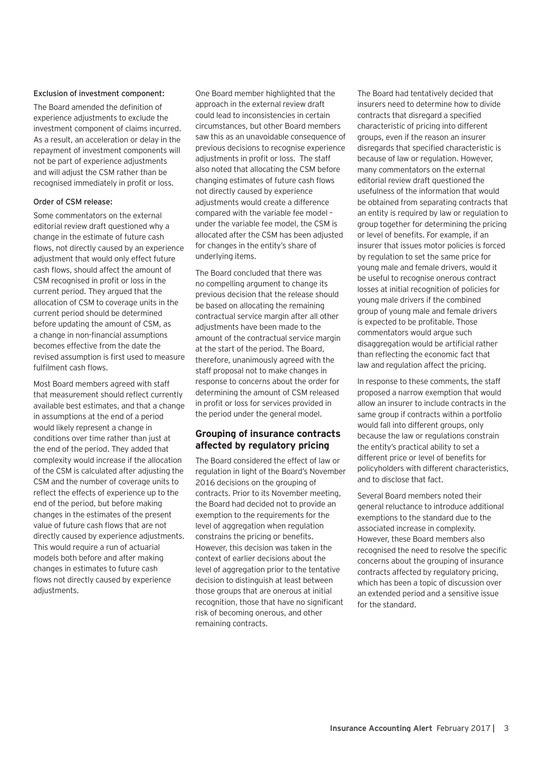#### Exclusion of investment component:

The Board amended the definition of experience adjustments to exclude the investment component of claims incurred. As a result, an acceleration or delay in the repayment of investment components will not be part of experience adjustments and will adjust the CSM rather than be recognised immediately in profit or loss.

#### Order of CSM release:

Some commentators on the external editorial review draft questioned why a change in the estimate of future cash flows, not directly caused by an experience adjustment that would only effect future cash flows, should affect the amount of CSM recognised in profit or loss in the current period. They argued that the allocation of CSM to coverage units in the current period should be determined before updating the amount of CSM, as a change in non-financial assumptions becomes effective from the date the revised assumption is first used to measure fulfilment cash flows.

Most Board members agreed with staff that measurement should reflect currently available best estimates, and that a change in assumptions at the end of a period would likely represent a change in conditions over time rather than just at the end of the period. They added that complexity would increase if the allocation of the CSM is calculated after adjusting the CSM and the number of coverage units to reflect the effects of experience up to the end of the period, but before making changes in the estimates of the present value of future cash flows that are not directly caused by experience adjustments. This would require a run of actuarial models both before and after making changes in estimates to future cash flows not directly caused by experience adjustments.

One Board member highlighted that the approach in the external review draft could lead to inconsistencies in certain circumstances, but other Board members saw this as an unavoidable consequence of previous decisions to recognise experience adjustments in profit or loss. The staff also noted that allocating the CSM before changing estimates of future cash flows not directly caused by experience adjustments would create a difference compared with the variable fee model – under the variable fee model, the CSM is allocated after the CSM has been adjusted for changes in the entity's share of underlying items.

The Board concluded that there was no compelling argument to change its previous decision that the release should be based on allocating the remaining contractual service margin after all other adjustments have been made to the amount of the contractual service margin at the start of the period. The Board, therefore, unanimously agreed with the staff proposal not to make changes in response to concerns about the order for determining the amount of CSM released in profit or loss for services provided in the period under the general model.

## Grouping of insurance contracts affected by regulatory pricing

The Board considered the effect of law or regulation in light of the Board's November 2016 decisions on the grouping of contracts. Prior to its November meeting, the Board had decided not to provide an exemption to the requirements for the level of aggregation when regulation constrains the pricing or benefits. However, this decision was taken in the context of earlier decisions about the level of aggregation prior to the tentative decision to distinguish at least between those groups that are onerous at initial recognition, those that have no significant risk of becoming onerous, and other remaining contracts.

The Board had tentatively decided that insurers need to determine how to divide contracts that disregard a specified characteristic of pricing into different groups, even if the reason an insurer disregards that specified characteristic is because of law or regulation. However, many commentators on the external editorial review draft questioned the usefulness of the information that would be obtained from separating contracts that an entity is required by law or regulation to group together for determining the pricing or level of benefits. For example, if an insurer that issues motor policies is forced by regulation to set the same price for young male and female drivers, would it be useful to recognise onerous contract losses at initial recognition of policies for young male drivers if the combined group of young male and female drivers is expected to be profitable. Those commentators would argue such disaggregation would be artificial rather than reflecting the economic fact that law and regulation affect the pricing.

In response to these comments, the staff proposed a narrow exemption that would allow an insurer to include contracts in the same group if contracts within a portfolio would fall into different groups, only because the law or regulations constrain the entity's practical ability to set a different price or level of benefits for policyholders with different characteristics, and to disclose that fact.

Several Board members noted their general reluctance to introduce additional exemptions to the standard due to the associated increase in complexity. However, these Board members also recognised the need to resolve the specific concerns about the grouping of insurance contracts affected by regulatory pricing, which has been a topic of discussion over an extended period and a sensitive issue for the standard.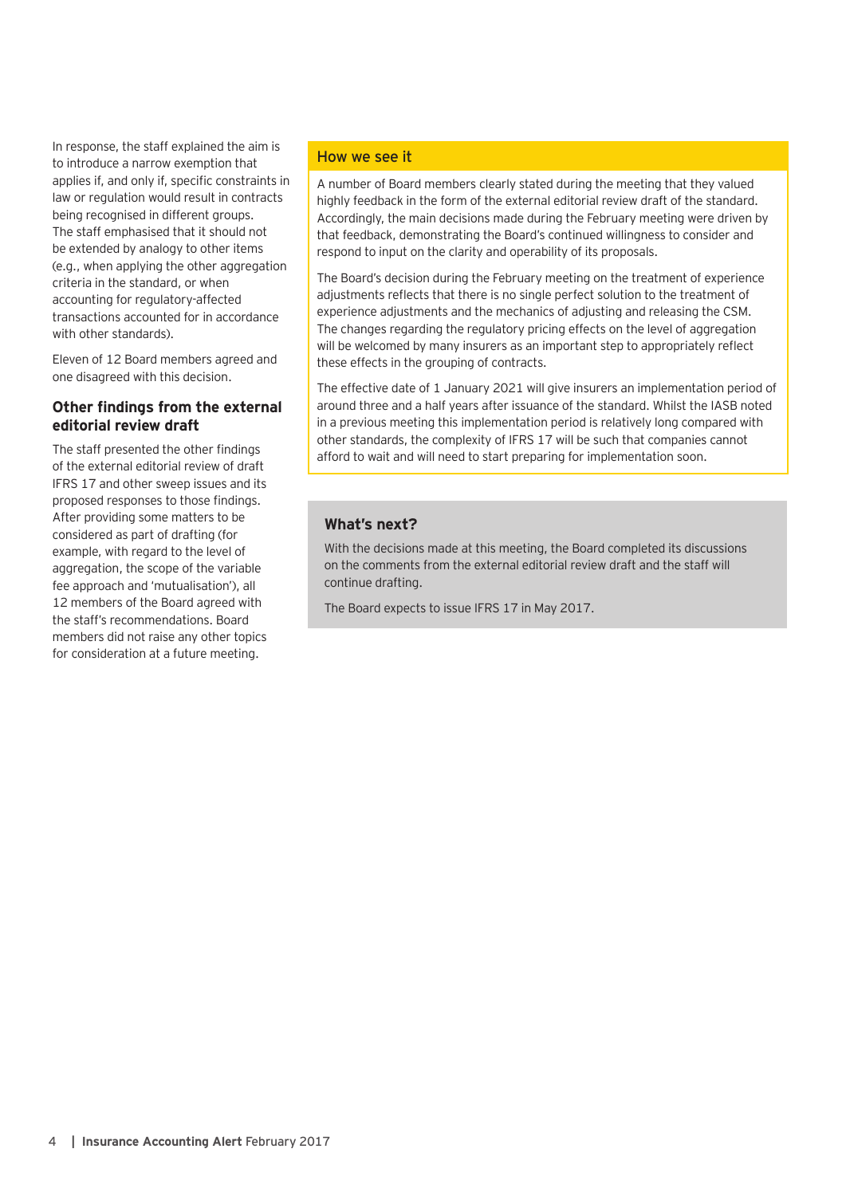In response, the staff explained the aim is to introduce a narrow exemption that applies if, and only if, specific constraints in law or regulation would result in contracts being recognised in different groups. The staff emphasised that it should not be extended by analogy to other items (e.g., when applying the other aggregation criteria in the standard, or when accounting for regulatory-affected transactions accounted for in accordance with other standards).

Eleven of 12 Board members agreed and one disagreed with this decision.

### Other findings from the external editorial review draft

The staff presented the other findings of the external editorial review of draft IFRS 17 and other sweep issues and its proposed responses to those findings. After providing some matters to be considered as part of drafting (for example, with regard to the level of aggregation, the scope of the variable fee approach and 'mutualisation'), all 12 members of the Board agreed with the staff's recommendations. Board members did not raise any other topics for consideration at a future meeting.

### How we see it

A number of Board members clearly stated during the meeting that they valued highly feedback in the form of the external editorial review draft of the standard. Accordingly, the main decisions made during the February meeting were driven by that feedback, demonstrating the Board's continued willingness to consider and respond to input on the clarity and operability of its proposals.

The Board's decision during the February meeting on the treatment of experience adjustments reflects that there is no single perfect solution to the treatment of experience adjustments and the mechanics of adjusting and releasing the CSM. The changes regarding the regulatory pricing effects on the level of aggregation will be welcomed by many insurers as an important step to appropriately reflect these effects in the grouping of contracts.

The effective date of 1 January 2021 will give insurers an implementation period of around three and a half years after issuance of the standard. Whilst the IASB noted in a previous meeting this implementation period is relatively long compared with other standards, the complexity of IFRS 17 will be such that companies cannot afford to wait and will need to start preparing for implementation soon.

### What's next?

With the decisions made at this meeting, the Board completed its discussions on the comments from the external editorial review draft and the staff will continue drafting.

The Board expects to issue IFRS 17 in May 2017.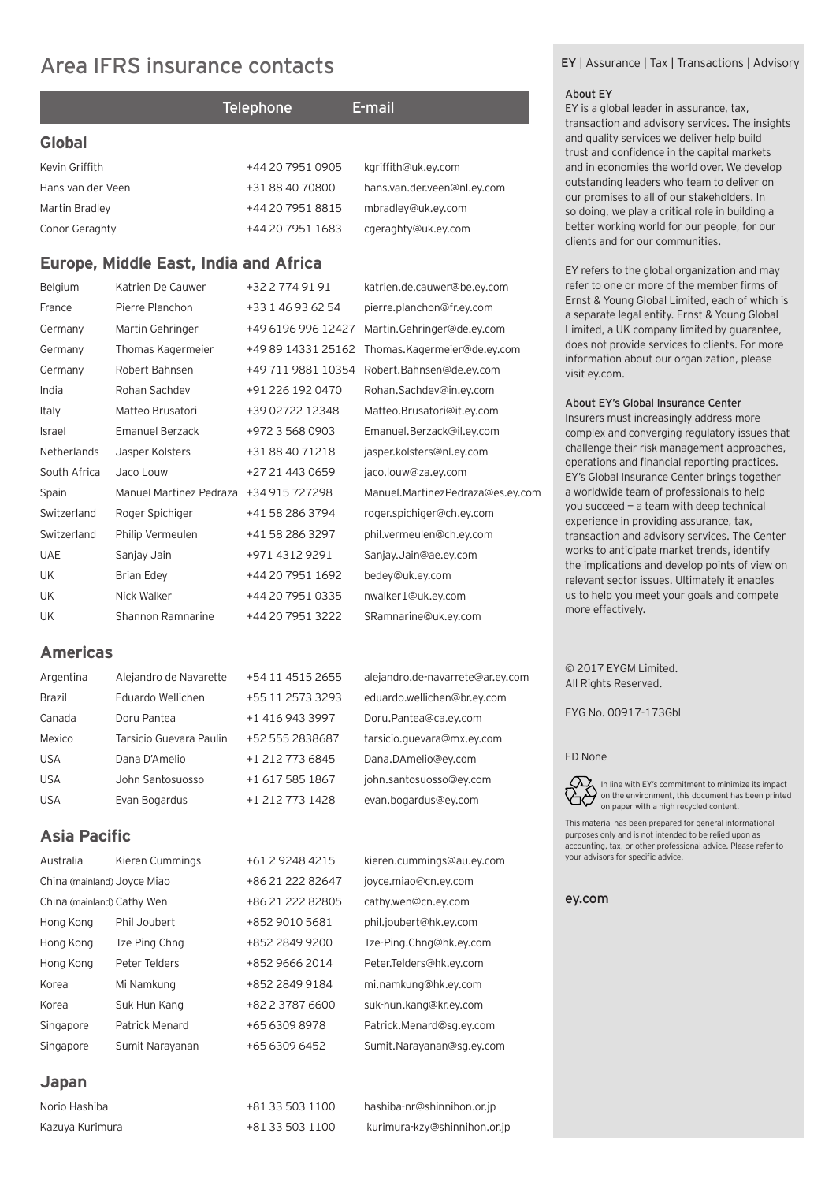# Area IFRS insurance contacts

| | | Telephone | E-mail |
|---|---|---|---|
| **Global** | | | |
| Kevin Griffith | | +44 20 7951 0905 | kgriffith@uk.ey.com |
| Hans van der Veen | | +31 88 40 70800 | hans.van.der.veen@nl.ey.com |
| Martin Bradley | | +44 20 7951 8815 | mbradley@uk.ey.com |
| Conor Geraghty | | +44 20 7951 1683 | cgeraghty@uk.ey.com |
| **Europe, Middle East, India and Africa** | | | |
| Belgium | Katrien De Cauwer | +32 2 774 91 91 | katrien.de.cauwer@be.ey.com |
| France | Pierre Planchon | +33 1 46 93 62 54 | pierre.planchon@fr.ey.com |
| Germany | Martin Gehringer | +49 6196 996 12427 | Martin.Gehringer@de.ey.com |
| Germany | Thomas Kagermeier | +49 89 14331 25162 | Thomas.Kagermeier@de.ey.com |
| Germany | Robert Bahnsen | +49 711 9881 10354 | Robert.Bahnsen@de.ey.com |
| India | Rohan Sachdev | +91 226 192 0470 | Rohan.Sachdev@in.ey.com |
| Italy | Matteo Brusatori | +39 02722 12348 | Matteo.Brusatori@it.ey.com |
| Israel | Emanuel Berzack | +972 3 568 0903 | Emanuel.Berzack@il.ey.com |
| Netherlands | Jasper Kolsters | +31 88 40 71218 | jasper.kolsters@nl.ey.com |
| South Africa | Jaco Louw | +27 21 443 0659 | jaco.louw@za.ey.com |
| Spain | Manuel Martinez Pedraza | +34 915 727298 | Manuel.MartinezPedraza@es.ey.com |
| Switzerland | Roger Spichiger | +41 58 286 3794 | roger.spichiger@ch.ey.com |
| Switzerland | Philip Vermeulen | +41 58 286 3297 | phil.vermeulen@ch.ey.com |
| UAE | Sanjay Jain | +971 4312 9291 | Sanjay.Jain@ae.ey.com |
| UK | Brian Edey | +44 20 7951 1692 | bedey@uk.ey.com |
| UK | Nick Walker | +44 20 7951 0335 | nwalker1@uk.ey.com |
| UK | Shannon Ramnarine | +44 20 7951 3222 | SRamnarine@uk.ey.com |
| **Americas** | | | |
| Argentina | Alejandro de Navarette | +54 11 4515 2655 | alejandro.de-navarrete@ar.ey.com |
| Brazil | Eduardo Wellichen | +55 11 2573 3293 | eduardo.wellichen@br.ey.com |
| Canada | Doru Pantea | +1 416 943 3997 | Doru.Pantea@ca.ey.com |
| Mexico | Tarsicio Guevara Paulin | +52 555 2838687 | tarsicio.guevara@mx.ey.com |
| USA | Dana D'Amelio | +1 212 773 6845 | Dana.DAmelio@ey.com |
| USA | John Santosuosso | +1 617 585 1867 | john.santosuosso@ey.com |
| USA | Evan Bogardus | +1 212 773 1428 | evan.bogardus@ey.com |
| **Asia Pacific** | | | |
| Australia | Kieren Cummings | +61 2 9248 4215 | kieren.cummings@au.ey.com |
| China (mainland) | Joyce Miao | +86 21 222 82647 | joyce.miao@cn.ey.com |
| China (mainland) | Cathy Wen | +86 21 222 82805 | cathy.wen@cn.ey.com |
| Hong Kong | Phil Joubert | +852 9010 5681 | phil.joubert@hk.ey.com |
| Hong Kong | Tze Ping Chng | +852 2849 9200 | Tze-Ping.Chng@hk.ey.com |
| Hong Kong | Peter Telders | +852 9666 2014 | Peter.Telders@hk.ey.com |
| Korea | Mi Namkung | +852 2849 9184 | mi.namkung@hk.ey.com |
| Korea | Suk Hun Kang | +82 2 3787 6600 | suk-hun.kang@kr.ey.com |
| Singapore | Patrick Menard | +65 6309 8978 | Patrick.Menard@sg.ey.com |
| Singapore | Sumit Narayanan | +65 6309 6452 | Sumit.Narayanan@sg.ey.com |
| **Japan** | | | |
| Norio Hashiba | | +81 33 503 1100 | hashiba-nr@shinnihon.or.jp |
| Kazuya Kurimura | | +81 33 503 1100 | kurimura-kzy@shinnihon.or.jp |

EY | Assurance | Tax | Transactions | Advisory

**About EY**

EY is a global leader in assurance, tax, transaction and advisory services. The insights and quality services we deliver help build trust and confidence in the capital markets and in economies the world over. We develop outstanding leaders who team to deliver on our promises to all of our stakeholders. In so doing, we play a critical role in building a better working world for our people, for our clients and for our communities.

EY refers to the global organization and may refer to one or more of the member firms of Ernst & Young Global Limited, each of which is a separate legal entity. Ernst & Young Global Limited, a UK company limited by guarantee, does not provide services to clients. For more information about our organization, please visit ey.com.

**About EY's Global Insurance Center**

Insurers must increasingly address more complex and converging regulatory issues that challenge their risk management approaches, operations and financial reporting practices. EY's Global Insurance Center brings together a worldwide team of professionals to help you succeed — a team with deep technical experience in providing assurance, tax, transaction and advisory services. The Center works to anticipate market trends, identify the implications and develop points of view on relevant sector issues. Ultimately it enables us to help you meet your goals and compete more effectively.

© 2017 EYGM Limited.
All Rights Reserved.

EYG No. 00917-173Gbl

ED None

In line with EY's commitment to minimize its impact on the environment, this document has been printed on paper with a high recycled content.

This material has been prepared for general informational purposes only and is not intended to be relied upon as accounting, tax, or other professional advice. Please refer to your advisors for specific advice.

**ey.com**